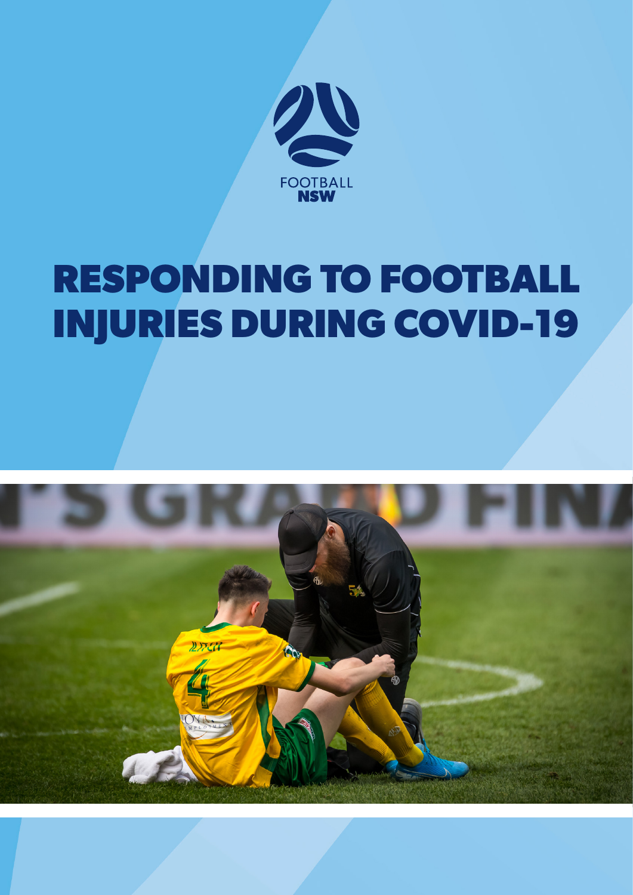FOOTBALL
NSW

# RESPONDING TO FOOTBALL INJURIES DURING COVID-19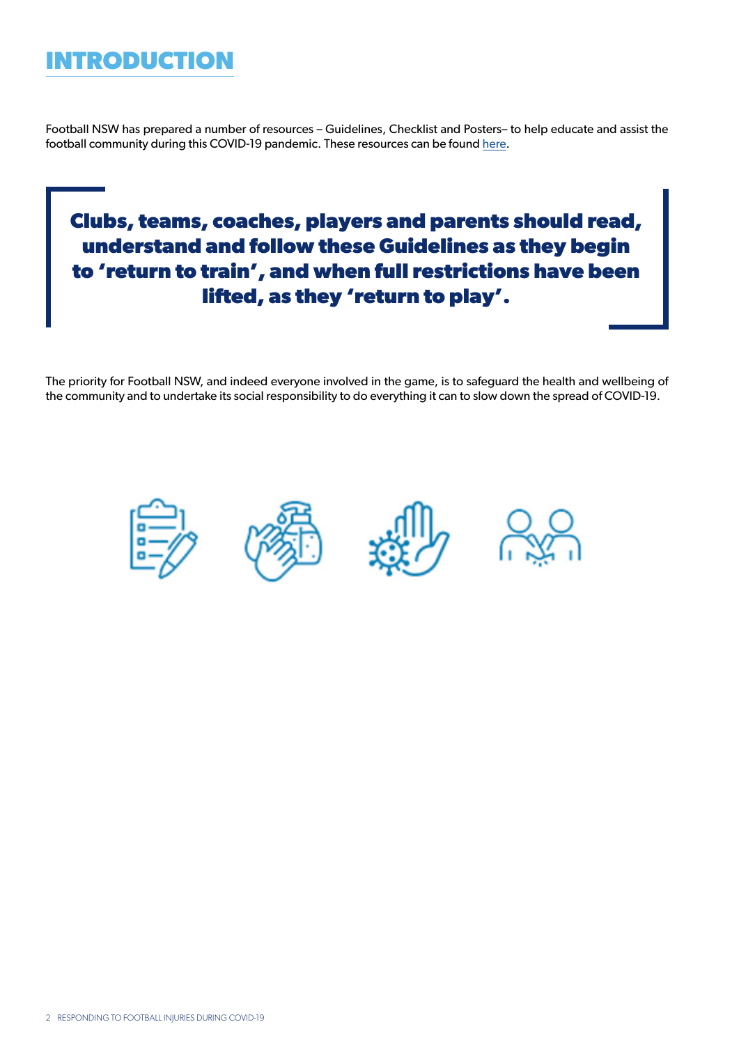# INTRODUCTION

Football NSW has prepared a number of resources – Guidelines, Checklist and Posters– to help educate and assist the football community during this COVID-19 pandemic. These resources can be found [here](here).

**Clubs, teams, coaches, players and parents should read, understand and follow these Guidelines as they begin to 'return to train', and when full restrictions have been lifted, as they 'return to play'.**

The priority for Football NSW, and indeed everyone involved in the game, is to safeguard the health and wellbeing of the community and to undertake its social responsibility to do everything it can to slow down the spread of COVID-19.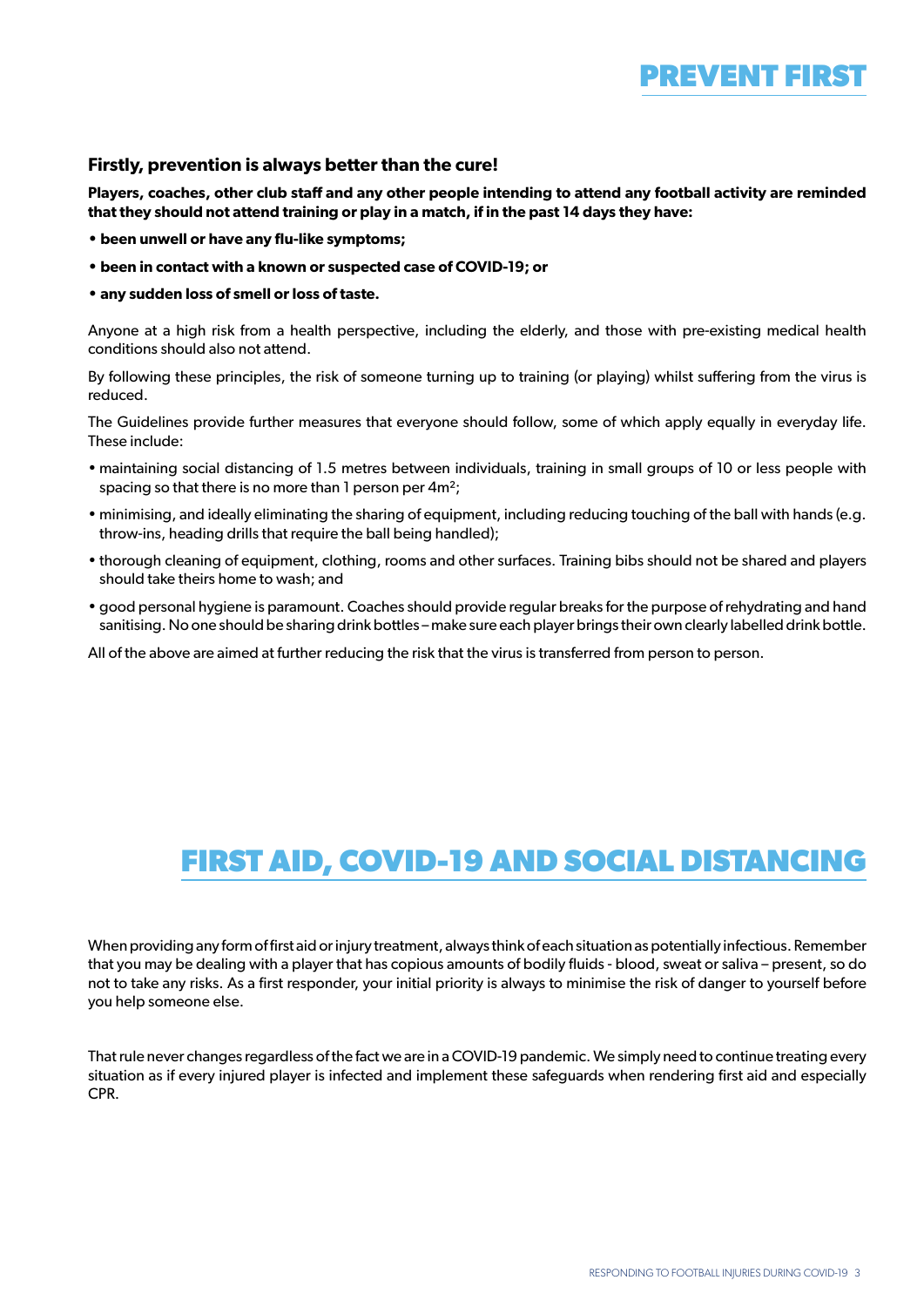# PREVENT FIRST

**Firstly, prevention is always better than the cure!**

**Players, coaches, other club staff and any other people intending to attend any football activity are reminded that they should not attend training or play in a match, if in the past 14 days they have:**

- **been unwell or have any flu-like symptoms;**
- **been in contact with a known or suspected case of COVID-19; or**
- **any sudden loss of smell or loss of taste.**

Anyone at a high risk from a health perspective, including the elderly, and those with pre-existing medical health conditions should also not attend.

By following these principles, the risk of someone turning up to training (or playing) whilst suffering from the virus is reduced.

The Guidelines provide further measures that everyone should follow, some of which apply equally in everyday life. These include:

- maintaining social distancing of 1.5 metres between individuals, training in small groups of 10 or less people with spacing so that there is no more than 1 person per $4m^2$;
- minimising, and ideally eliminating the sharing of equipment, including reducing touching of the ball with hands (e.g. throw-ins, heading drills that require the ball being handled);
- thorough cleaning of equipment, clothing, rooms and other surfaces. Training bibs should not be shared and players should take theirs home to wash; and
- good personal hygiene is paramount. Coaches should provide regular breaks for the purpose of rehydrating and hand sanitising. No one should be sharing drink bottles – make sure each player brings their own clearly labelled drink bottle.

All of the above are aimed at further reducing the risk that the virus is transferred from person to person.

# FIRST AID, COVID-19 AND SOCIAL DISTANCING

When providing any form of first aid or injury treatment, always think of each situation as potentially infectious. Remember that you may be dealing with a player that has copious amounts of bodily fluids - blood, sweat or saliva – present, so do not to take any risks. As a first responder, your initial priority is always to minimise the risk of danger to yourself before you help someone else.

That rule never changes regardless of the fact we are in a COVID-19 pandemic. We simply need to continue treating every situation as if every injured player is infected and implement these safeguards when rendering first aid and especially CPR.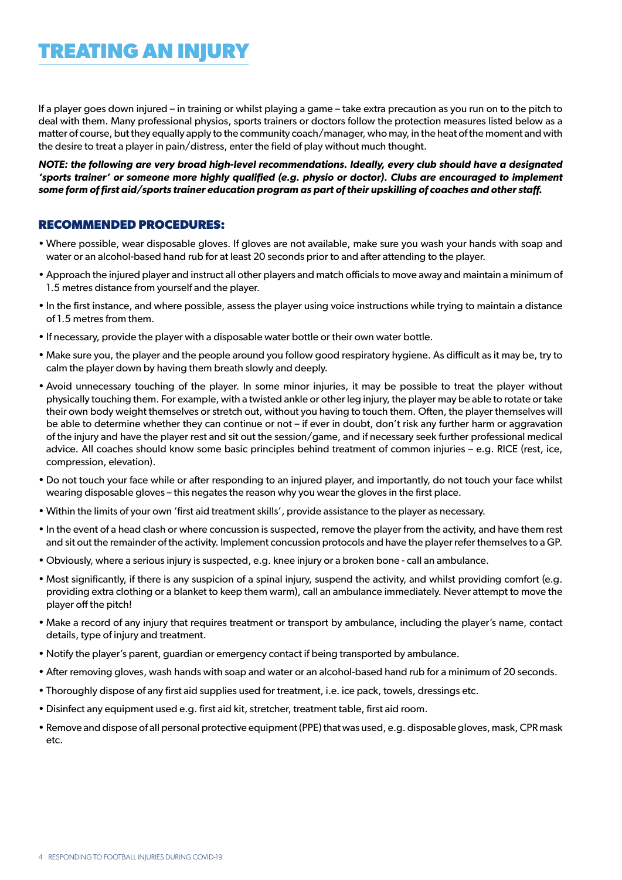# TREATING AN INJURY

If a player goes down injured – in training or whilst playing a game – take extra precaution as you run on to the pitch to deal with them. Many professional physios, sports trainers or doctors follow the protection measures listed below as a matter of course, but they equally apply to the community coach/manager, who may, in the heat of the moment and with the desire to treat a player in pain/distress, enter the field of play without much thought.

***NOTE: the following are very broad high-level recommendations. Ideally, every club should have a designated 'sports trainer' or someone more highly qualified (e.g. physio or doctor). Clubs are encouraged to implement some form of first aid/sports trainer education program as part of their upskilling of coaches and other staff.***

## RECOMMENDED PROCEDURES:

- Where possible, wear disposable gloves. If gloves are not available, make sure you wash your hands with soap and water or an alcohol-based hand rub for at least 20 seconds prior to and after attending to the player.
- Approach the injured player and instruct all other players and match officials to move away and maintain a minimum of 1.5 metres distance from yourself and the player.
- In the first instance, and where possible, assess the player using voice instructions while trying to maintain a distance of 1.5 metres from them.
- If necessary, provide the player with a disposable water bottle or their own water bottle.
- Make sure you, the player and the people around you follow good respiratory hygiene. As difficult as it may be, try to calm the player down by having them breath slowly and deeply.
- Avoid unnecessary touching of the player. In some minor injuries, it may be possible to treat the player without physically touching them. For example, with a twisted ankle or other leg injury, the player may be able to rotate or take their own body weight themselves or stretch out, without you having to touch them. Often, the player themselves will be able to determine whether they can continue or not – if ever in doubt, don't risk any further harm or aggravation of the injury and have the player rest and sit out the session/game, and if necessary seek further professional medical advice. All coaches should know some basic principles behind treatment of common injuries – e.g. RICE (rest, ice, compression, elevation).
- Do not touch your face while or after responding to an injured player, and importantly, do not touch your face whilst wearing disposable gloves – this negates the reason why you wear the gloves in the first place.
- Within the limits of your own 'first aid treatment skills', provide assistance to the player as necessary.
- In the event of a head clash or where concussion is suspected, remove the player from the activity, and have them rest and sit out the remainder of the activity. Implement concussion protocols and have the player refer themselves to a GP.
- Obviously, where a serious injury is suspected, e.g. knee injury or a broken bone - call an ambulance.
- Most significantly, if there is any suspicion of a spinal injury, suspend the activity, and whilst providing comfort (e.g. providing extra clothing or a blanket to keep them warm), call an ambulance immediately. Never attempt to move the player off the pitch!
- Make a record of any injury that requires treatment or transport by ambulance, including the player's name, contact details, type of injury and treatment.
- Notify the player's parent, guardian or emergency contact if being transported by ambulance.
- After removing gloves, wash hands with soap and water or an alcohol-based hand rub for a minimum of 20 seconds.
- Thoroughly dispose of any first aid supplies used for treatment, i.e. ice pack, towels, dressings etc.
- Disinfect any equipment used e.g. first aid kit, stretcher, treatment table, first aid room.
- Remove and dispose of all personal protective equipment (PPE) that was used, e.g. disposable gloves, mask, CPR mask etc.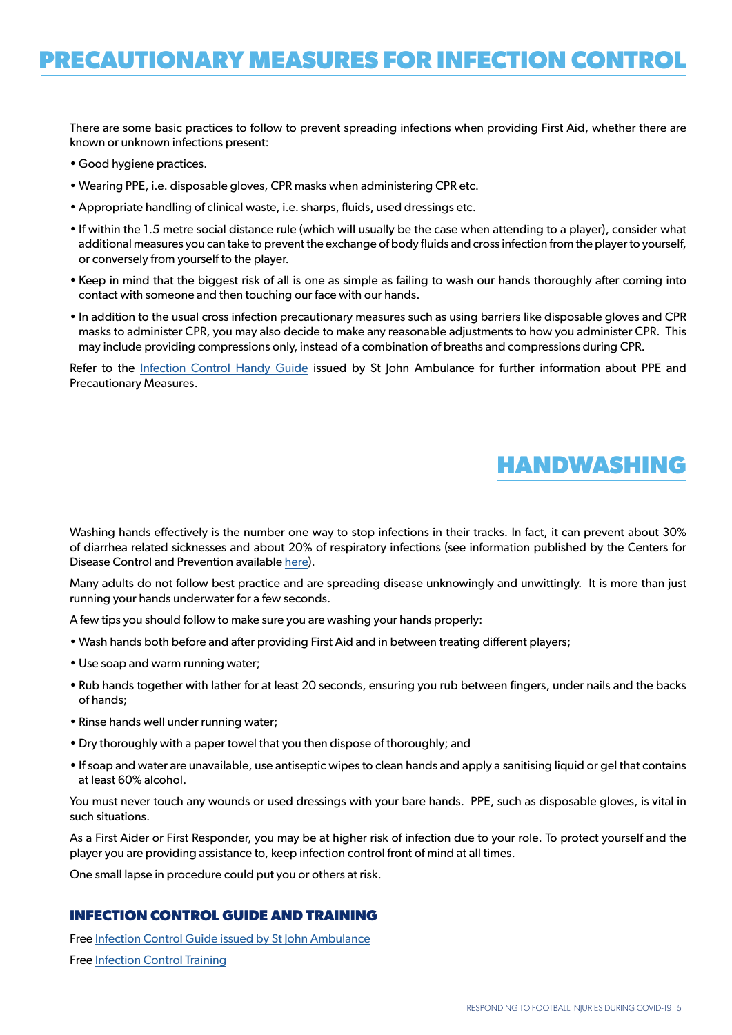# PRECAUTIONARY MEASURES FOR INFECTION CONTROL

There are some basic practices to follow to prevent spreading infections when providing First Aid, whether there are known or unknown infections present:

- Good hygiene practices.
- Wearing PPE, i.e. disposable gloves, CPR masks when administering CPR etc.
- Appropriate handling of clinical waste, i.e. sharps, fluids, used dressings etc.
- If within the 1.5 metre social distance rule (which will usually be the case when attending to a player), consider what additional measures you can take to prevent the exchange of body fluids and cross infection from the player to yourself, or conversely from yourself to the player.
- Keep in mind that the biggest risk of all is one as simple as failing to wash our hands thoroughly after coming into contact with someone and then touching our face with our hands.
- In addition to the usual cross infection precautionary measures such as using barriers like disposable gloves and CPR masks to administer CPR, you may also decide to make any reasonable adjustments to how you administer CPR. This may include providing compressions only, instead of a combination of breaths and compressions during CPR.

Refer to the Infection Control Handy Guide issued by St John Ambulance for further information about PPE and Precautionary Measures.

# HANDWASHING

Washing hands effectively is the number one way to stop infections in their tracks. In fact, it can prevent about 30% of diarrhea related sicknesses and about 20% of respiratory infections (see information published by the Centers for Disease Control and Prevention available here).

Many adults do not follow best practice and are spreading disease unknowingly and unwittingly. It is more than just running your hands underwater for a few seconds.

A few tips you should follow to make sure you are washing your hands properly:

- Wash hands both before and after providing First Aid and in between treating different players;
- Use soap and warm running water;
- Rub hands together with lather for at least 20 seconds, ensuring you rub between fingers, under nails and the backs of hands;
- Rinse hands well under running water;
- Dry thoroughly with a paper towel that you then dispose of thoroughly; and
- If soap and water are unavailable, use antiseptic wipes to clean hands and apply a sanitising liquid or gel that contains at least 60% alcohol.

You must never touch any wounds or used dressings with your bare hands. PPE, such as disposable gloves, is vital in such situations.

As a First Aider or First Responder, you may be at higher risk of infection due to your role. To protect yourself and the player you are providing assistance to, keep infection control front of mind at all times.

One small lapse in procedure could put you or others at risk.

## INFECTION CONTROL GUIDE AND TRAINING

Free Infection Control Guide issued by St John Ambulance

Free Infection Control Training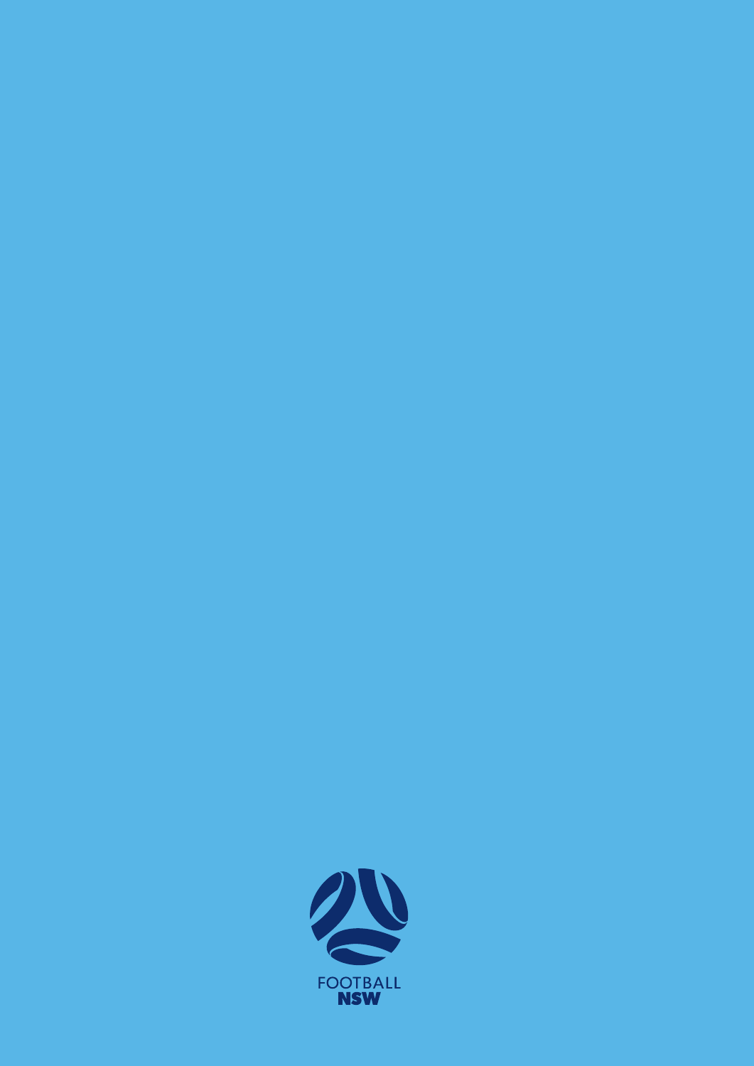FOOTBALL
**NSW**